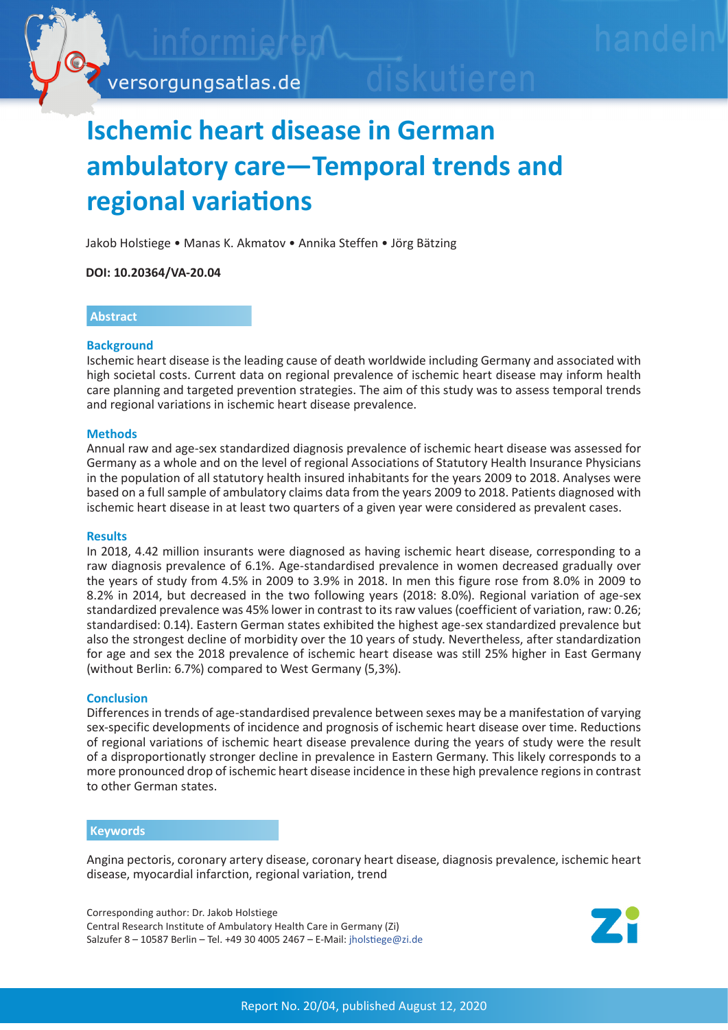# Ischemic heart disease in German ambulatory care—Temporal trends and regional variations

Jakob Holstiege • Manas K. Akmatov • Annika Steffen • Jörg Bätzing

**DOI: 10.20364/VA-20.04**

## Abstract

### Background

Ischemic heart disease is the leading cause of death worldwide including Germany and associated with high societal costs. Current data on regional prevalence of ischemic heart disease may inform health care planning and targeted prevention strategies. The aim of this study was to assess temporal trends and regional variations in ischemic heart disease prevalence.

### Methods

Annual raw and age-sex standardized diagnosis prevalence of ischemic heart disease was assessed for Germany as a whole and on the level of regional Associations of Statutory Health Insurance Physicians in the population of all statutory health insured inhabitants for the years 2009 to 2018. Analyses were based on a full sample of ambulatory claims data from the years 2009 to 2018. Patients diagnosed with ischemic heart disease in at least two quarters of a given year were considered as prevalent cases.

### Results

In 2018, 4.42 million insurants were diagnosed as having ischemic heart disease, corresponding to a raw diagnosis prevalence of 6.1%. Age-standardised prevalence in women decreased gradually over the years of study from 4.5% in 2009 to 3.9% in 2018. In men this figure rose from 8.0% in 2009 to 8.2% in 2014, but decreased in the two following years (2018: 8.0%). Regional variation of age-sex standardized prevalence was 45% lower in contrast to its raw values (coefficient of variation, raw: 0.26; standardised: 0.14). Eastern German states exhibited the highest age-sex standardized prevalence but also the strongest decline of morbidity over the 10 years of study. Nevertheless, after standardization for age and sex the 2018 prevalence of ischemic heart disease was still 25% higher in East Germany (without Berlin: 6.7%) compared to West Germany (5,3%).

### Conclusion

Differences in trends of age-standardised prevalence between sexes may be a manifestation of varying sex-specific developments of incidence and prognosis of ischemic heart disease over time. Reductions of regional variations of ischemic heart disease prevalence during the years of study were the result of a disproportionatly stronger decline in prevalence in Eastern Germany. This likely corresponds to a more pronounced drop of ischemic heart disease incidence in these high prevalence regions in contrast to other German states.

## Keywords

Angina pectoris, coronary artery disease, coronary heart disease, diagnosis prevalence, ischemic heart disease, myocardial infarction, regional variation, trend

Corresponding author: Dr. Jakob Holstiege
Central Research Institute of Ambulatory Health Care in Germany (Zi)
Salzufer 8 – 10587 Berlin – Tel. +49 30 4005 2467 – E-Mail: jholstiege@zi.de

Report No. 20/04, published August 12, 2020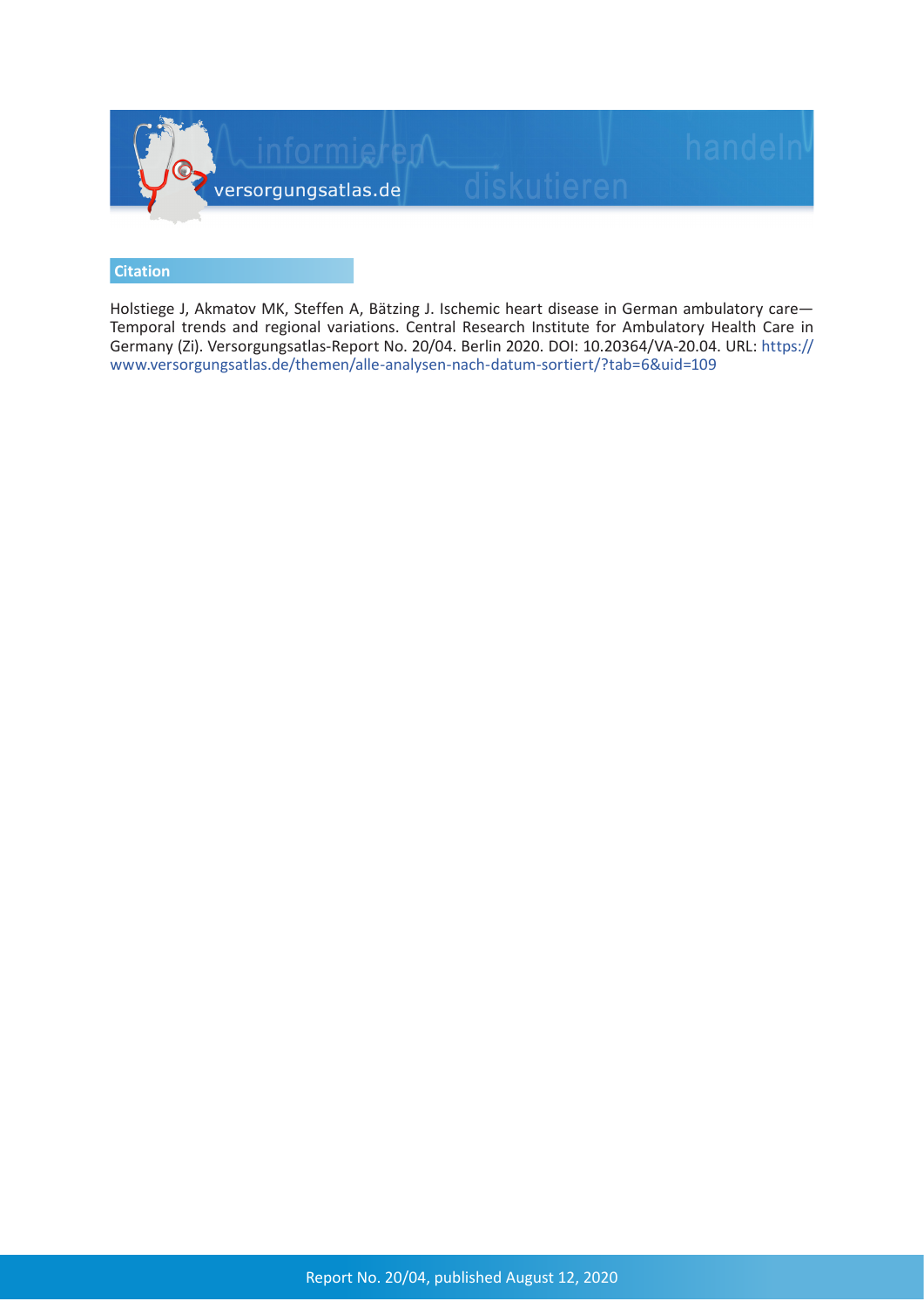## Citation

Holstiege J, Akmatov MK, Steffen A, Bätzing J. Ischemic heart disease in German ambulatory care—Temporal trends and regional variations. Central Research Institute for Ambulatory Health Care in Germany (Zi). Versorgungsatlas-Report No. 20/04. Berlin 2020. DOI: 10.20364/VA-20.04. URL: https://www.versorgungsatlas.de/themen/alle-analysen-nach-datum-sortiert/?tab=6&uid=109

Report No. 20/04, published August 12, 2020